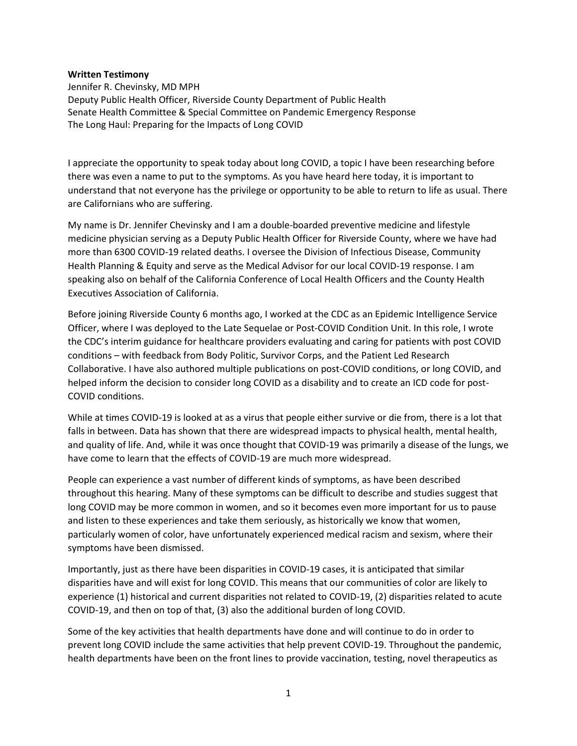**Written Testimony**
Jennifer R. Chevinsky, MD MPH
Deputy Public Health Officer, Riverside County Department of Public Health
Senate Health Committee & Special Committee on Pandemic Emergency Response
The Long Haul: Preparing for the Impacts of Long COVID

I appreciate the opportunity to speak today about long COVID, a topic I have been researching before there was even a name to put to the symptoms. As you have heard here today, it is important to understand that not everyone has the privilege or opportunity to be able to return to life as usual. There are Californians who are suffering.

My name is Dr. Jennifer Chevinsky and I am a double-boarded preventive medicine and lifestyle medicine physician serving as a Deputy Public Health Officer for Riverside County, where we have had more than 6300 COVID-19 related deaths. I oversee the Division of Infectious Disease, Community Health Planning & Equity and serve as the Medical Advisor for our local COVID-19 response. I am speaking also on behalf of the California Conference of Local Health Officers and the County Health Executives Association of California.

Before joining Riverside County 6 months ago, I worked at the CDC as an Epidemic Intelligence Service Officer, where I was deployed to the Late Sequelae or Post-COVID Condition Unit. In this role, I wrote the CDC's interim guidance for healthcare providers evaluating and caring for patients with post COVID conditions – with feedback from Body Politic, Survivor Corps, and the Patient Led Research Collaborative. I have also authored multiple publications on post-COVID conditions, or long COVID, and helped inform the decision to consider long COVID as a disability and to create an ICD code for post-COVID conditions.

While at times COVID-19 is looked at as a virus that people either survive or die from, there is a lot that falls in between. Data has shown that there are widespread impacts to physical health, mental health, and quality of life. And, while it was once thought that COVID-19 was primarily a disease of the lungs, we have come to learn that the effects of COVID-19 are much more widespread.

People can experience a vast number of different kinds of symptoms, as have been described throughout this hearing. Many of these symptoms can be difficult to describe and studies suggest that long COVID may be more common in women, and so it becomes even more important for us to pause and listen to these experiences and take them seriously, as historically we know that women, particularly women of color, have unfortunately experienced medical racism and sexism, where their symptoms have been dismissed.

Importantly, just as there have been disparities in COVID-19 cases, it is anticipated that similar disparities have and will exist for long COVID. This means that our communities of color are likely to experience (1) historical and current disparities not related to COVID-19, (2) disparities related to acute COVID-19, and then on top of that, (3) also the additional burden of long COVID.

Some of the key activities that health departments have done and will continue to do in order to prevent long COVID include the same activities that help prevent COVID-19. Throughout the pandemic, health departments have been on the front lines to provide vaccination, testing, novel therapeutics as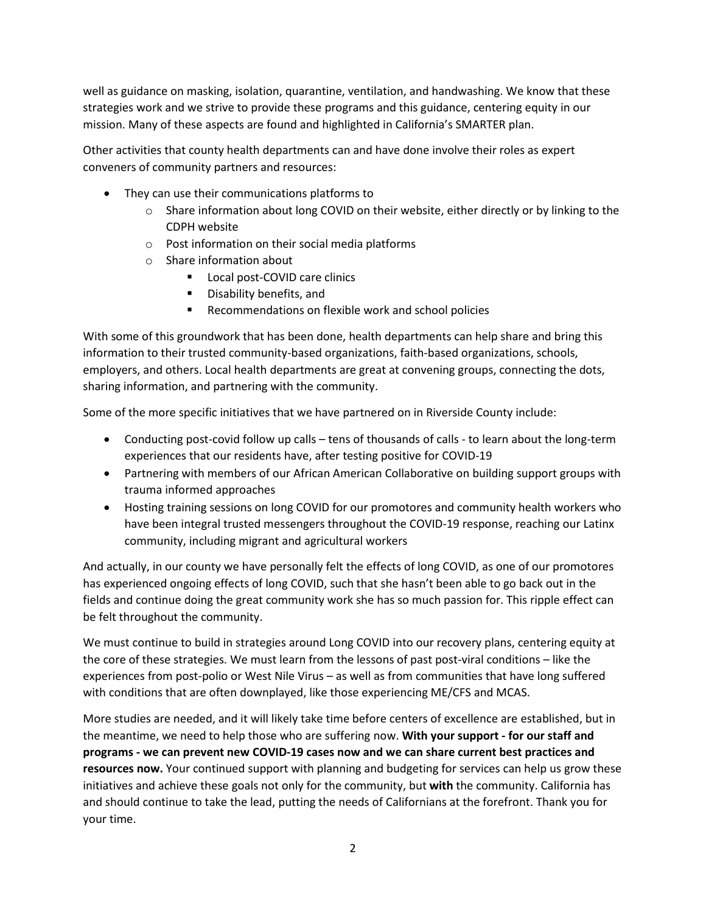well as guidance on masking, isolation, quarantine, ventilation, and handwashing. We know that these strategies work and we strive to provide these programs and this guidance, centering equity in our mission. Many of these aspects are found and highlighted in California's SMARTER plan.

Other activities that county health departments can and have done involve their roles as expert conveners of community partners and resources:

- They can use their communications platforms to
  - Share information about long COVID on their website, either directly or by linking to the CDPH website
  - Post information on their social media platforms
  - Share information about
    - Local post-COVID care clinics
    - Disability benefits, and
    - Recommendations on flexible work and school policies

With some of this groundwork that has been done, health departments can help share and bring this information to their trusted community-based organizations, faith-based organizations, schools, employers, and others. Local health departments are great at convening groups, connecting the dots, sharing information, and partnering with the community.

Some of the more specific initiatives that we have partnered on in Riverside County include:

- Conducting post-covid follow up calls – tens of thousands of calls - to learn about the long-term experiences that our residents have, after testing positive for COVID-19
- Partnering with members of our African American Collaborative on building support groups with trauma informed approaches
- Hosting training sessions on long COVID for our promotores and community health workers who have been integral trusted messengers throughout the COVID-19 response, reaching our Latinx community, including migrant and agricultural workers

And actually, in our county we have personally felt the effects of long COVID, as one of our promotores has experienced ongoing effects of long COVID, such that she hasn't been able to go back out in the fields and continue doing the great community work she has so much passion for. This ripple effect can be felt throughout the community.

We must continue to build in strategies around Long COVID into our recovery plans, centering equity at the core of these strategies. We must learn from the lessons of past post-viral conditions – like the experiences from post-polio or West Nile Virus – as well as from communities that have long suffered with conditions that are often downplayed, like those experiencing ME/CFS and MCAS.

More studies are needed, and it will likely take time before centers of excellence are established, but in the meantime, we need to help those who are suffering now. **With your support - for our staff and programs - we can prevent new COVID-19 cases now and we can share current best practices and resources now.** Your continued support with planning and budgeting for services can help us grow these initiatives and achieve these goals not only for the community, but **with** the community. California has and should continue to take the lead, putting the needs of Californians at the forefront. Thank you for your time.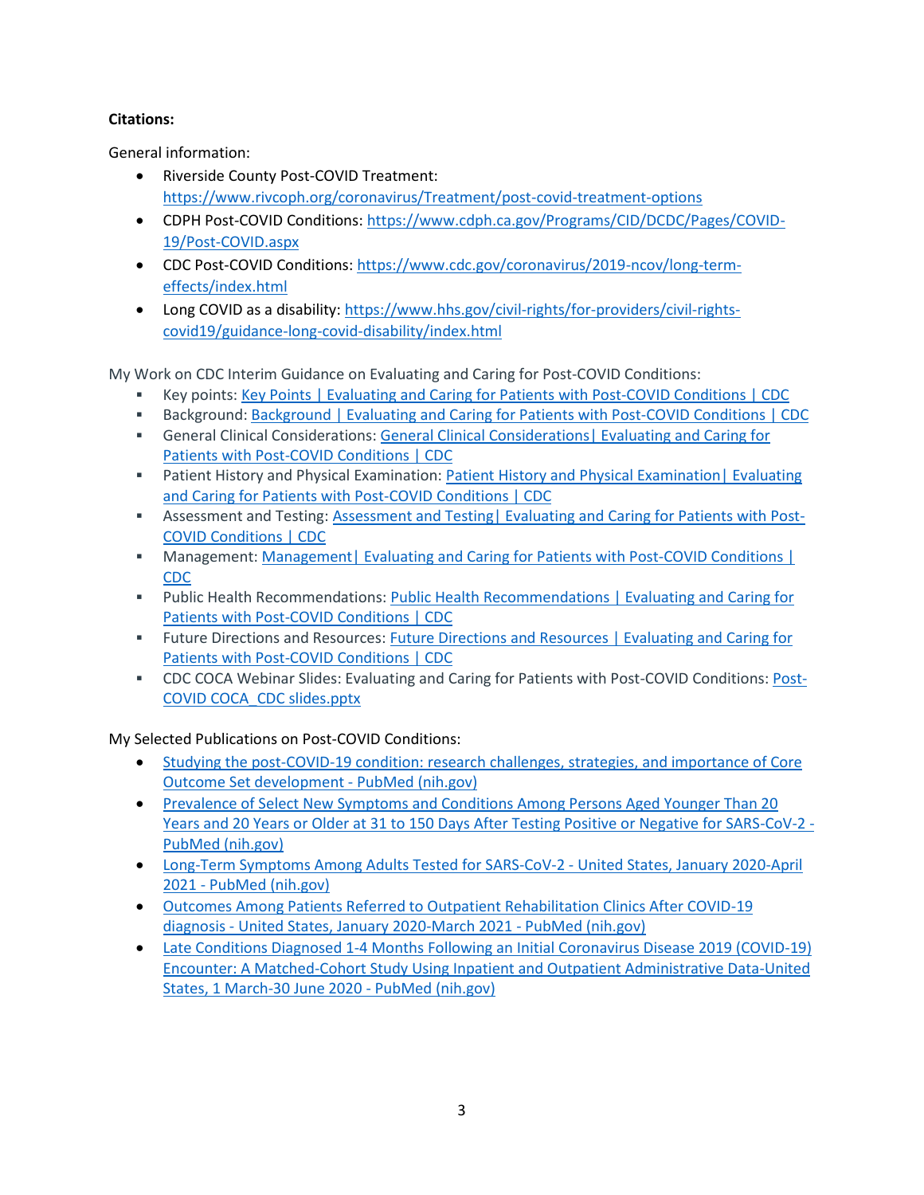**Citations:**

General information:

- Riverside County Post-COVID Treatment: https://www.rivcoph.org/coronavirus/Treatment/post-covid-treatment-options
- CDPH Post-COVID Conditions: https://www.cdph.ca.gov/Programs/CID/DCDC/Pages/COVID-19/Post-COVID.aspx
- CDC Post-COVID Conditions: https://www.cdc.gov/coronavirus/2019-ncov/long-term-effects/index.html
- Long COVID as a disability: https://www.hhs.gov/civil-rights/for-providers/civil-rights-covid19/guidance-long-covid-disability/index.html

My Work on CDC Interim Guidance on Evaluating and Caring for Post-COVID Conditions:

- Key points: Key Points | Evaluating and Caring for Patients with Post-COVID Conditions | CDC
- Background: Background | Evaluating and Caring for Patients with Post-COVID Conditions | CDC
- General Clinical Considerations: General Clinical Considerations| Evaluating and Caring for Patients with Post-COVID Conditions | CDC
- Patient History and Physical Examination: Patient History and Physical Examination| Evaluating and Caring for Patients with Post-COVID Conditions | CDC
- Assessment and Testing: Assessment and Testing| Evaluating and Caring for Patients with Post-COVID Conditions | CDC
- Management: Management| Evaluating and Caring for Patients with Post-COVID Conditions | CDC
- Public Health Recommendations: Public Health Recommendations | Evaluating and Caring for Patients with Post-COVID Conditions | CDC
- Future Directions and Resources: Future Directions and Resources | Evaluating and Caring for Patients with Post-COVID Conditions | CDC
- CDC COCA Webinar Slides: Evaluating and Caring for Patients with Post-COVID Conditions: Post-COVID COCA_CDC slides.pptx

My Selected Publications on Post-COVID Conditions:

- Studying the post-COVID-19 condition: research challenges, strategies, and importance of Core Outcome Set development - PubMed (nih.gov)
- Prevalence of Select New Symptoms and Conditions Among Persons Aged Younger Than 20 Years and 20 Years or Older at 31 to 150 Days After Testing Positive or Negative for SARS-CoV-2 - PubMed (nih.gov)
- Long-Term Symptoms Among Adults Tested for SARS-CoV-2 - United States, January 2020-April 2021 - PubMed (nih.gov)
- Outcomes Among Patients Referred to Outpatient Rehabilitation Clinics After COVID-19 diagnosis - United States, January 2020-March 2021 - PubMed (nih.gov)
- Late Conditions Diagnosed 1-4 Months Following an Initial Coronavirus Disease 2019 (COVID-19) Encounter: A Matched-Cohort Study Using Inpatient and Outpatient Administrative Data-United States, 1 March-30 June 2020 - PubMed (nih.gov)